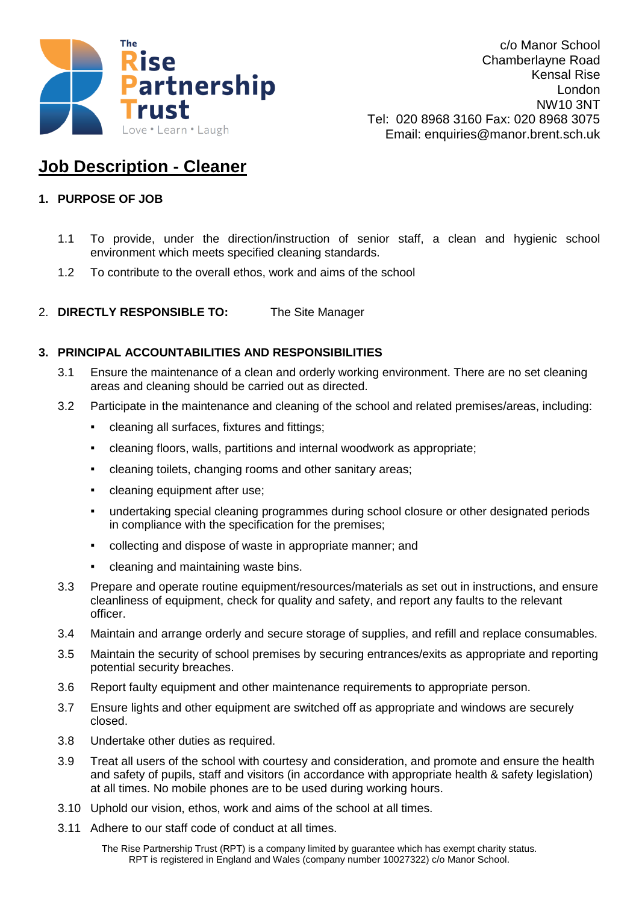The Rise Partnership Trust
Love • Learn • Laugh

c/o Manor School
Chamberlayne Road
Kensal Rise
London
NW10 3NT
Tel: 020 8968 3160 Fax: 020 8968 3075
Email: enquiries@manor.brent.sch.uk

# Job Description - Cleaner

## 1. PURPOSE OF JOB

1.1 To provide, under the direction/instruction of senior staff, a clean and hygienic school environment which meets specified cleaning standards.

1.2 To contribute to the overall ethos, work and aims of the school

## 2. DIRECTLY RESPONSIBLE TO: The Site Manager

## 3. PRINCIPAL ACCOUNTABILITIES AND RESPONSIBILITIES

3.1 Ensure the maintenance of a clean and orderly working environment. There are no set cleaning areas and cleaning should be carried out as directed.

3.2 Participate in the maintenance and cleaning of the school and related premises/areas, including:

- cleaning all surfaces, fixtures and fittings;
- cleaning floors, walls, partitions and internal woodwork as appropriate;
- cleaning toilets, changing rooms and other sanitary areas;
- cleaning equipment after use;
- undertaking special cleaning programmes during school closure or other designated periods in compliance with the specification for the premises;
- collecting and dispose of waste in appropriate manner; and
- cleaning and maintaining waste bins.

3.3 Prepare and operate routine equipment/resources/materials as set out in instructions, and ensure cleanliness of equipment, check for quality and safety, and report any faults to the relevant officer.

3.4 Maintain and arrange orderly and secure storage of supplies, and refill and replace consumables.

3.5 Maintain the security of school premises by securing entrances/exits as appropriate and reporting potential security breaches.

3.6 Report faulty equipment and other maintenance requirements to appropriate person.

3.7 Ensure lights and other equipment are switched off as appropriate and windows are securely closed.

3.8 Undertake other duties as required.

3.9 Treat all users of the school with courtesy and consideration, and promote and ensure the health and safety of pupils, staff and visitors (in accordance with appropriate health & safety legislation) at all times. No mobile phones are to be used during working hours.

3.10 Uphold our vision, ethos, work and aims of the school at all times.

3.11 Adhere to our staff code of conduct at all times.

The Rise Partnership Trust (RPT) is a company limited by guarantee which has exempt charity status.
RPT is registered in England and Wales (company number 10027322) c/o Manor School.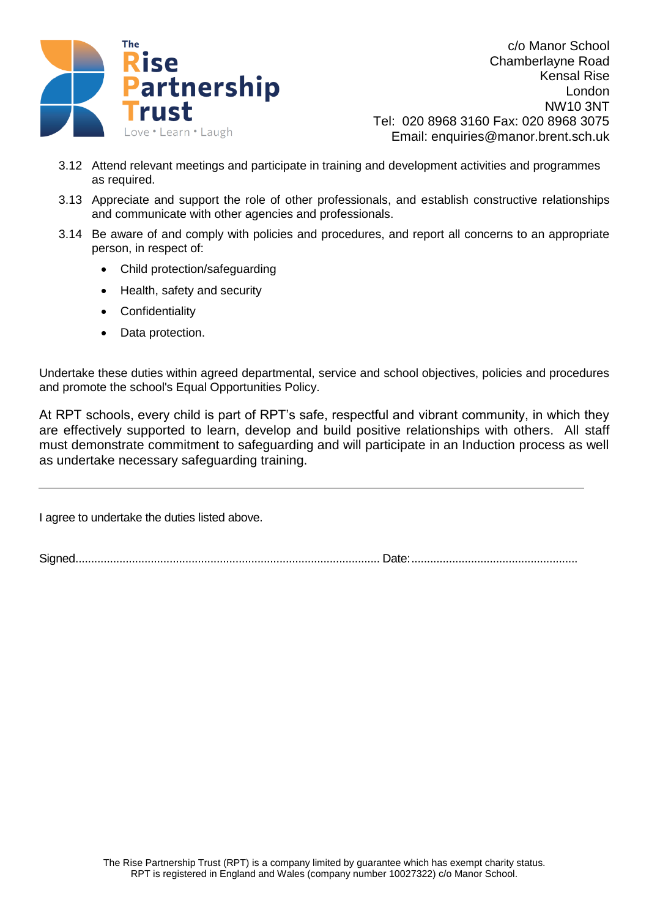3.12 Attend relevant meetings and participate in training and development activities and programmes as required.

3.13 Appreciate and support the role of other professionals, and establish constructive relationships and communicate with other agencies and professionals.

3.14 Be aware of and comply with policies and procedures, and report all concerns to an appropriate person, in respect of:

- Child protection/safeguarding
- Health, safety and security
- Confidentiality
- Data protection.

Undertake these duties within agreed departmental, service and school objectives, policies and procedures and promote the school's Equal Opportunities Policy.

At RPT schools, every child is part of RPT's safe, respectful and vibrant community, in which they are effectively supported to learn, develop and build positive relationships with others. All staff must demonstrate commitment to safeguarding and will participate in an Induction process as well as undertake necessary safeguarding training.

---

I agree to undertake the duties listed above.

Signed................................................................................................ Date:....................................................